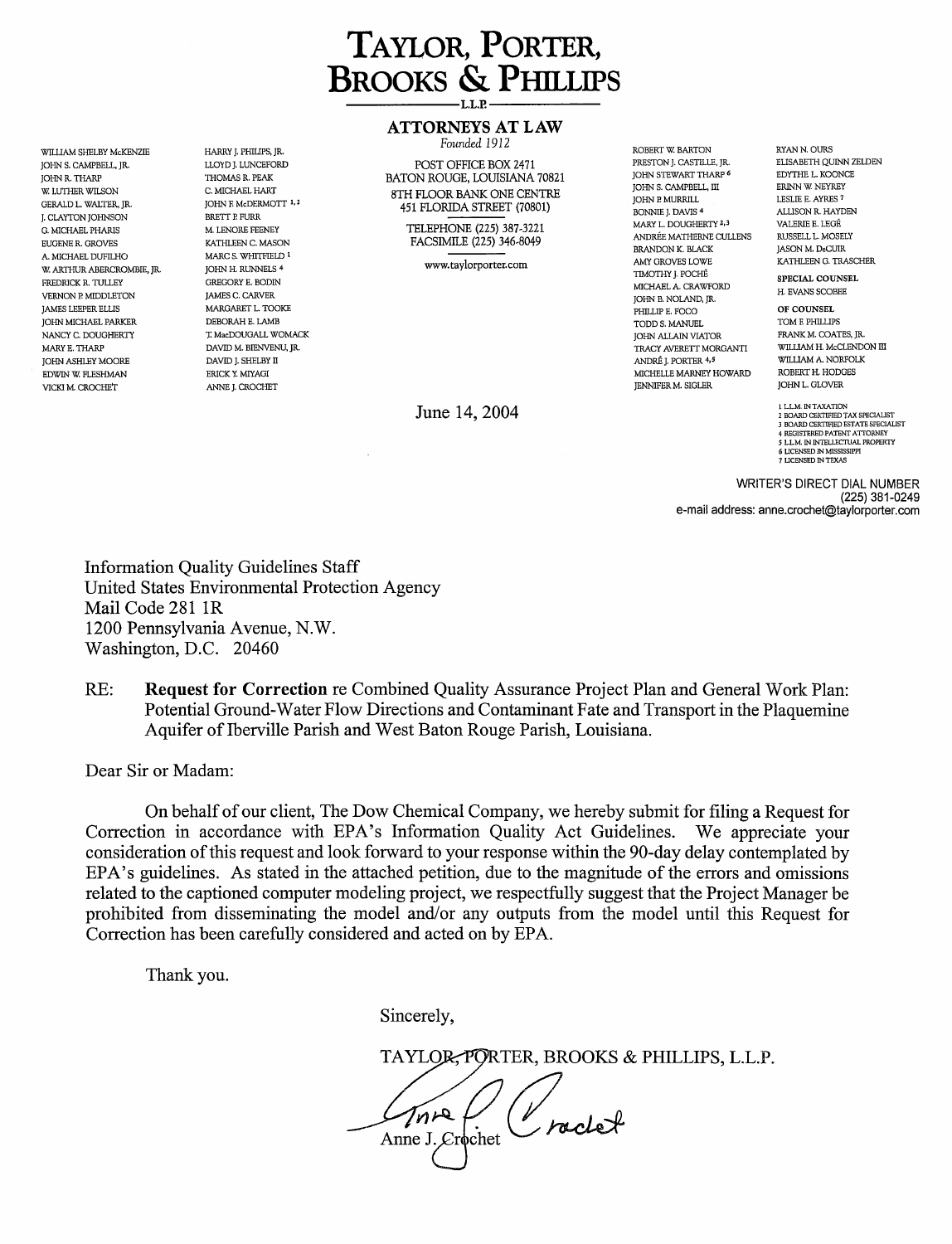# TAYLOR, PORTER, BROOKS & PHILLIPS

L.L.P.

**ATTORNEYS AT LAW**

*Founded 1912*

POST OFFICE BOX 2471
BATON ROUGE, LOUISIANA 70821
8TH FLOOR BANK ONE CENTRE
451 FLORIDA STREET (70801)

TELEPHONE (225) 387-3221
FACSIMILE (225) 346-8049

www.taylorporter.com

WILLIAM SHELBY McKENZIE
JOHN S. CAMPBELL, JR.
JOHN R. THARP
W. LUTHER WILSON
GERALD L. WALTER, JR.
J. CLAYTON JOHNSON
G. MICHAEL PHARIS
EUGENE R. GROVES
A. MICHAEL DUFILHO
W. ARTHUR ABERCROMBIE, JR.
FREDRICK R. TULLEY
VERNON P. MIDDLETON
JAMES LEEPER ELLIS
JOHN MICHAEL PARKER
NANCY C. DOUGHERTY
MARY E. THARP
JOHN ASHLEY MOORE
EDWIN W. FLESHMAN
VICKI M. CROCHET

HARRY J. PHILIPS, JR.
LLOYD J. LUNCEFORD
THOMAS R. PEAK
C. MICHAEL HART
JOHN F. McDERMOTT [1,2]
BRETT P. FURR
M. LENORE FEENEY
KATHLEEN C. MASON
MARC S. WHITFIELD [1]
JOHN H. RUNNELS [4]
GREGORY E. BODIN
JAMES C. CARVER
MARGARET L. TOOKE
DEBORAH E. LAMB
T. MacDOUGALL WOMACK
DAVID M. BIENVENU, JR.
DAVID J. SHELBY II
ERICK Y. MIYAGI
ANNE J. CROCHET

ROBERT W. BARTON
PRESTON J. CASTILLE, JR.
JOHN STEWART THARP [6]
JOHN S. CAMPBELL, III
JOHN P. MURRILL
BONNIE J. DAVIS [4]
MARY L. DOUGHERTY [2,3]
ANDRÉE MATHERNE CULLENS
BRANDON K. BLACK
AMY GROVES LOWE
TIMOTHY J. POCHÉ
MICHAEL A. CRAWFORD
JOHN B. NOLAND, JR.
PHILLIP E. FOCO
TODD S. MANUEL
JOHN ALLAIN VIATOR
TRACY AVERETT MORGANTI
ANDRÉ J. PORTER [4,5]
MICHELLE MARNEY HOWARD
JENNIFER M. SIGLER

RYAN N. OURS
ELISABETH QUINN ZELDEN
EDYTHE L. KOONCE
ERINN W. NEYREY
LESLIE E. AYRES [7]
ALLISON R. HAYDEN
VALERIE E. LEGÉ
RUSSELL L. MOSELY
JASON M. DeCUIR
KATHLEEN G. TRASCHER

SPECIAL COUNSEL
H. EVANS SCOBEE

OF COUNSEL
TOM F. PHILLIPS
FRANK M. COATES, JR.
WILLIAM H. McCLENDON III
WILLIAM A. NORFOLK
ROBERT H. HODGES
JOHN L. GLOVER

1 LL.M. IN TAXATION
2 BOARD CERTIFIED TAX SPECIALIST
3 BOARD CERTIFIED ESTATE SPECIALIST
4 REGISTERED PATENT ATTORNEY
5 LL.M. IN INTELLECTUAL PROPERTY
6 LICENSED IN MISSISSIPPI
7 LICENSED IN TEXAS

June 14, 2004

WRITER'S DIRECT DIAL NUMBER
(225) 381-0249
e-mail address: anne.crochet@taylorporter.com

Information Quality Guidelines Staff
United States Environmental Protection Agency
Mail Code 281 1R
1200 Pennsylvania Avenue, N.W.
Washington, D.C. 20460

RE: **Request for Correction** re Combined Quality Assurance Project Plan and General Work Plan: Potential Ground-Water Flow Directions and Contaminant Fate and Transport in the Plaquemine Aquifer of Iberville Parish and West Baton Rouge Parish, Louisiana.

Dear Sir or Madam:

On behalf of our client, The Dow Chemical Company, we hereby submit for filing a Request for Correction in accordance with EPA's Information Quality Act Guidelines. We appreciate your consideration of this request and look forward to your response within the 90-day delay contemplated by EPA's guidelines. As stated in the attached petition, due to the magnitude of the errors and omissions related to the captioned computer modeling project, we respectfully suggest that the Project Manager be prohibited from disseminating the model and/or any outputs from the model until this Request for Correction has been carefully considered and acted on by EPA.

Thank you.

Sincerely,

TAYLOR, PORTER, BROOKS & PHILLIPS, L.L.P.

Anne J. Crochet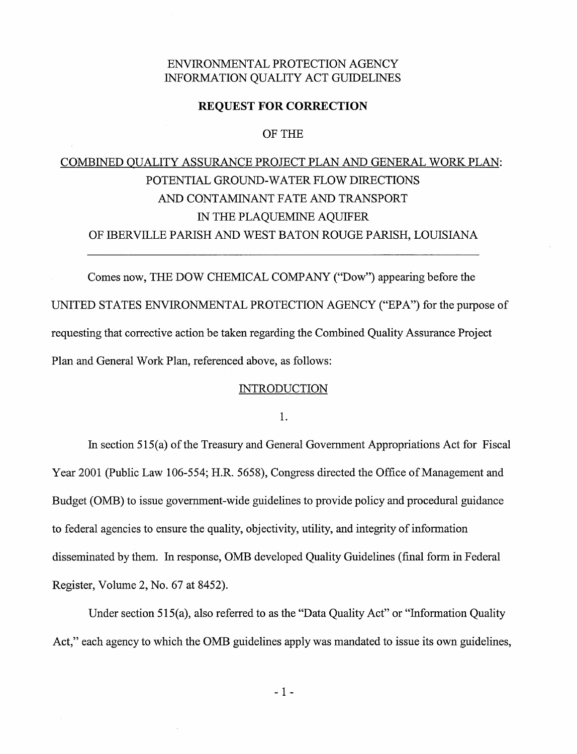ENVIRONMENTAL PROTECTION AGENCY
INFORMATION QUALITY ACT GUIDELINES

**REQUEST FOR CORRECTION**

OF THE

COMBINED QUALITY ASSURANCE PROJECT PLAN AND GENERAL WORK PLAN:
POTENTIAL GROUND-WATER FLOW DIRECTIONS
AND CONTAMINANT FATE AND TRANSPORT
IN THE PLAQUEMINE AQUIFER
OF IBERVILLE PARISH AND WEST BATON ROUGE PARISH, LOUISIANA

---

Comes now, THE DOW CHEMICAL COMPANY ("Dow") appearing before the UNITED STATES ENVIRONMENTAL PROTECTION AGENCY ("EPA") for the purpose of requesting that corrective action be taken regarding the Combined Quality Assurance Project Plan and General Work Plan, referenced above, as follows:

## INTRODUCTION

1.

In section 515(a) of the Treasury and General Government Appropriations Act for Fiscal Year 2001 (Public Law 106-554; H.R. 5658), Congress directed the Office of Management and Budget (OMB) to issue government-wide guidelines to provide policy and procedural guidance to federal agencies to ensure the quality, objectivity, utility, and integrity of information disseminated by them. In response, OMB developed Quality Guidelines (final form in Federal Register, Volume 2, No. 67 at 8452).

Under section 515(a), also referred to as the "Data Quality Act" or "Information Quality Act," each agency to which the OMB guidelines apply was mandated to issue its own guidelines,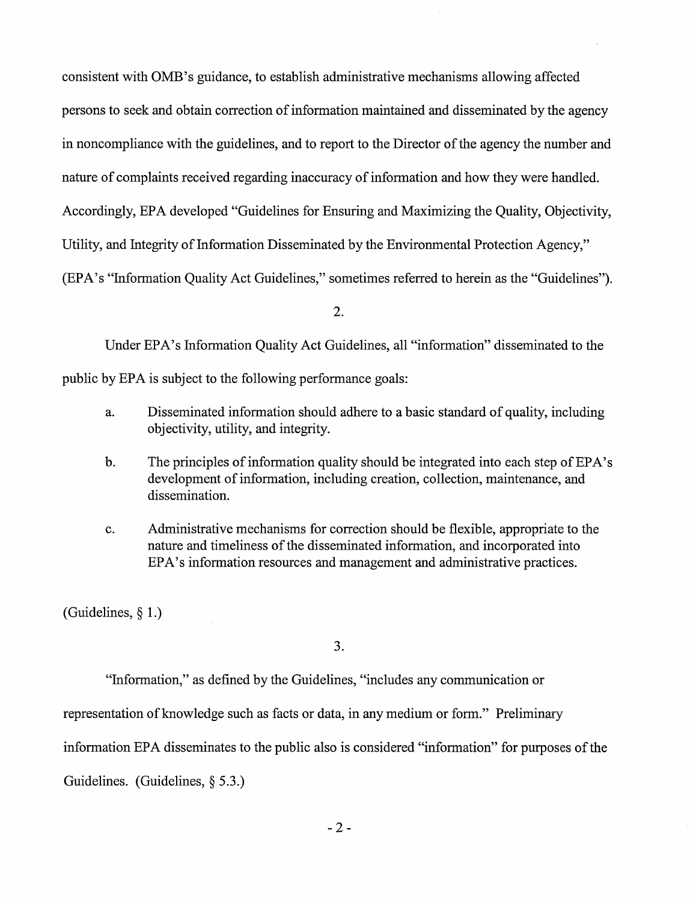consistent with OMB's guidance, to establish administrative mechanisms allowing affected persons to seek and obtain correction of information maintained and disseminated by the agency in noncompliance with the guidelines, and to report to the Director of the agency the number and nature of complaints received regarding inaccuracy of information and how they were handled. Accordingly, EPA developed "Guidelines for Ensuring and Maximizing the Quality, Objectivity, Utility, and Integrity of Information Disseminated by the Environmental Protection Agency," (EPA's "Information Quality Act Guidelines," sometimes referred to herein as the "Guidelines").

2.

Under EPA's Information Quality Act Guidelines, all "information" disseminated to the public by EPA is subject to the following performance goals:

a. Disseminated information should adhere to a basic standard of quality, including objectivity, utility, and integrity.

b. The principles of information quality should be integrated into each step of EPA's development of information, including creation, collection, maintenance, and dissemination.

c. Administrative mechanisms for correction should be flexible, appropriate to the nature and timeliness of the disseminated information, and incorporated into EPA's information resources and management and administrative practices.

(Guidelines, § 1.)

3.

"Information," as defined by the Guidelines, "includes any communication or representation of knowledge such as facts or data, in any medium or form." Preliminary information EPA disseminates to the public also is considered "information" for purposes of the Guidelines. (Guidelines, § 5.3.)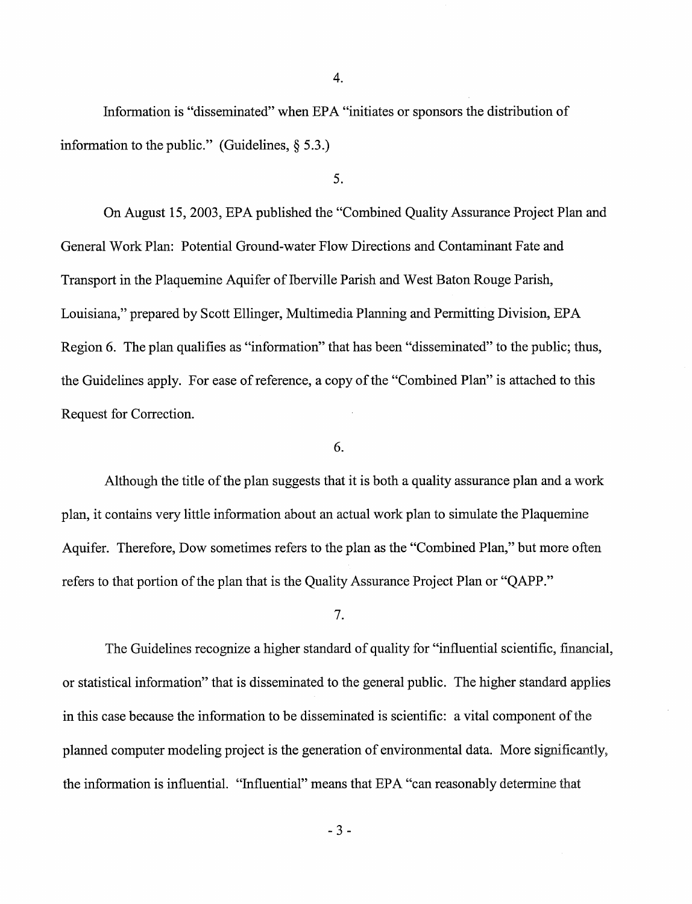4.

Information is "disseminated" when EPA "initiates or sponsors the distribution of information to the public." (Guidelines, § 5.3.)

5.

On August 15, 2003, EPA published the "Combined Quality Assurance Project Plan and General Work Plan: Potential Ground-water Flow Directions and Contaminant Fate and Transport in the Plaquemine Aquifer of Iberville Parish and West Baton Rouge Parish, Louisiana," prepared by Scott Ellinger, Multimedia Planning and Permitting Division, EPA Region 6. The plan qualifies as "information" that has been "disseminated" to the public; thus, the Guidelines apply. For ease of reference, a copy of the "Combined Plan" is attached to this Request for Correction.

6.

Although the title of the plan suggests that it is both a quality assurance plan and a work plan, it contains very little information about an actual work plan to simulate the Plaquemine Aquifer. Therefore, Dow sometimes refers to the plan as the "Combined Plan," but more often refers to that portion of the plan that is the Quality Assurance Project Plan or "QAPP."

7.

The Guidelines recognize a higher standard of quality for "influential scientific, financial, or statistical information" that is disseminated to the general public. The higher standard applies in this case because the information to be disseminated is scientific: a vital component of the planned computer modeling project is the generation of environmental data. More significantly, the information is influential. "Influential" means that EPA "can reasonably determine that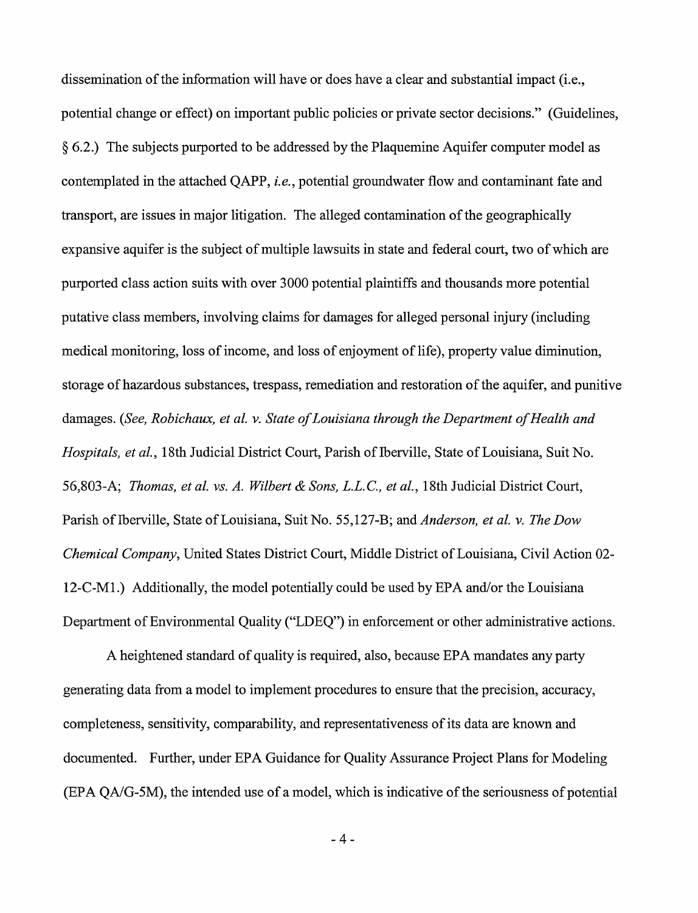dissemination of the information will have or does have a clear and substantial impact (i.e., potential change or effect) on important public policies or private sector decisions." (Guidelines, § 6.2.) The subjects purported to be addressed by the Plaquemine Aquifer computer model as contemplated in the attached QAPP, *i.e.*, potential groundwater flow and contaminant fate and transport, are issues in major litigation. The alleged contamination of the geographically expansive aquifer is the subject of multiple lawsuits in state and federal court, two of which are purported class action suits with over 3000 potential plaintiffs and thousands more potential putative class members, involving claims for damages for alleged personal injury (including medical monitoring, loss of income, and loss of enjoyment of life), property value diminution, storage of hazardous substances, trespass, remediation and restoration of the aquifer, and punitive damages. (*See, Robichaux, et al. v. State of Louisiana through the Department of Health and Hospitals, et al.*, 18th Judicial District Court, Parish of Iberville, State of Louisiana, Suit No. 56,803-A; *Thomas, et al. vs. A. Wilbert & Sons, L.L.C., et al.*, 18th Judicial District Court, Parish of Iberville, State of Louisiana, Suit No. 55,127-B; and *Anderson, et al. v. The Dow Chemical Company*, United States District Court, Middle District of Louisiana, Civil Action 02-12-C-M1.) Additionally, the model potentially could be used by EPA and/or the Louisiana Department of Environmental Quality ("LDEQ") in enforcement or other administrative actions.

A heightened standard of quality is required, also, because EPA mandates any party generating data from a model to implement procedures to ensure that the precision, accuracy, completeness, sensitivity, comparability, and representativeness of its data are known and documented. Further, under EPA Guidance for Quality Assurance Project Plans for Modeling (EPA QA/G-5M), the intended use of a model, which is indicative of the seriousness of potential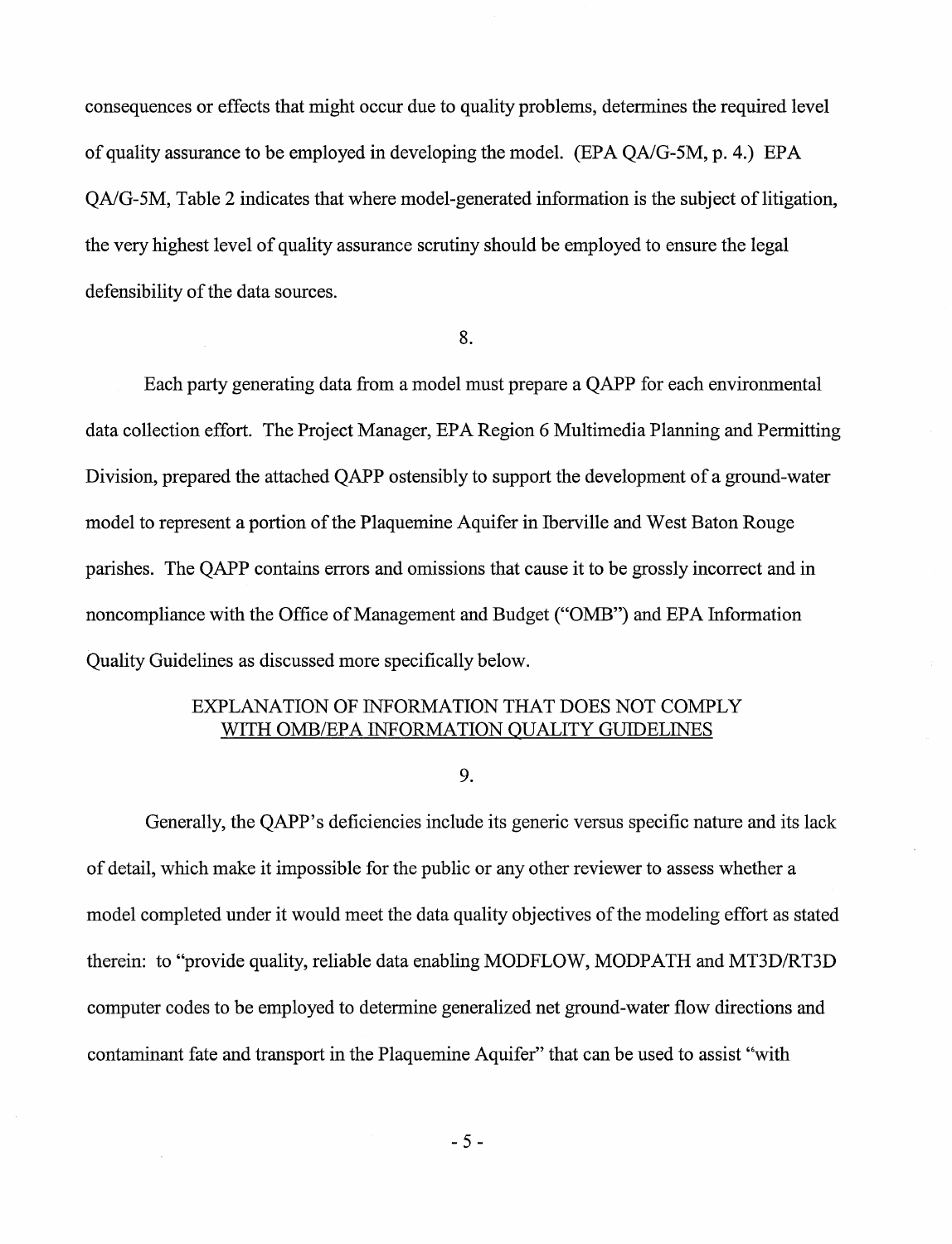consequences or effects that might occur due to quality problems, determines the required level of quality assurance to be employed in developing the model. (EPA QA/G-5M, p. 4.) EPA QA/G-5M, Table 2 indicates that where model-generated information is the subject of litigation, the very highest level of quality assurance scrutiny should be employed to ensure the legal defensibility of the data sources.

8.

Each party generating data from a model must prepare a QAPP for each environmental data collection effort. The Project Manager, EPA Region 6 Multimedia Planning and Permitting Division, prepared the attached QAPP ostensibly to support the development of a ground-water model to represent a portion of the Plaquemine Aquifer in Iberville and West Baton Rouge parishes. The QAPP contains errors and omissions that cause it to be grossly incorrect and in noncompliance with the Office of Management and Budget ("OMB") and EPA Information Quality Guidelines as discussed more specifically below.

## EXPLANATION OF INFORMATION THAT DOES NOT COMPLY WITH OMB/EPA INFORMATION QUALITY GUIDELINES

9.

Generally, the QAPP's deficiencies include its generic versus specific nature and its lack of detail, which make it impossible for the public or any other reviewer to assess whether a model completed under it would meet the data quality objectives of the modeling effort as stated therein: to "provide quality, reliable data enabling MODFLOW, MODPATH and MT3D/RT3D computer codes to be employed to determine generalized net ground-water flow directions and contaminant fate and transport in the Plaquemine Aquifer" that can be used to assist "with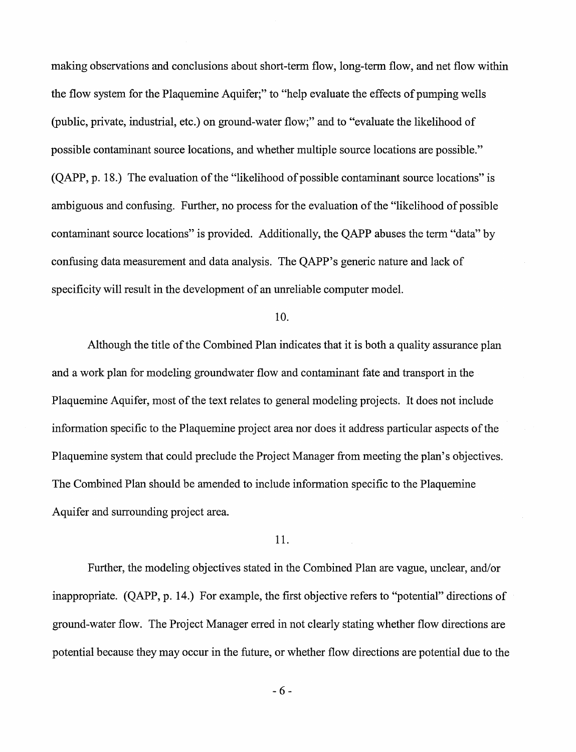making observations and conclusions about short-term flow, long-term flow, and net flow within the flow system for the Plaquemine Aquifer;" to "help evaluate the effects of pumping wells (public, private, industrial, etc.) on ground-water flow;" and to "evaluate the likelihood of possible contaminant source locations, and whether multiple source locations are possible." (QAPP, p. 18.) The evaluation of the "likelihood of possible contaminant source locations" is ambiguous and confusing. Further, no process for the evaluation of the "likelihood of possible contaminant source locations" is provided. Additionally, the QAPP abuses the term "data" by confusing data measurement and data analysis. The QAPP's generic nature and lack of specificity will result in the development of an unreliable computer model.

10.

Although the title of the Combined Plan indicates that it is both a quality assurance plan and a work plan for modeling groundwater flow and contaminant fate and transport in the Plaquemine Aquifer, most of the text relates to general modeling projects. It does not include information specific to the Plaquemine project area nor does it address particular aspects of the Plaquemine system that could preclude the Project Manager from meeting the plan's objectives. The Combined Plan should be amended to include information specific to the Plaquemine Aquifer and surrounding project area.

11.

Further, the modeling objectives stated in the Combined Plan are vague, unclear, and/or inappropriate. (QAPP, p. 14.) For example, the first objective refers to "potential" directions of ground-water flow. The Project Manager erred in not clearly stating whether flow directions are potential because they may occur in the future, or whether flow directions are potential due to the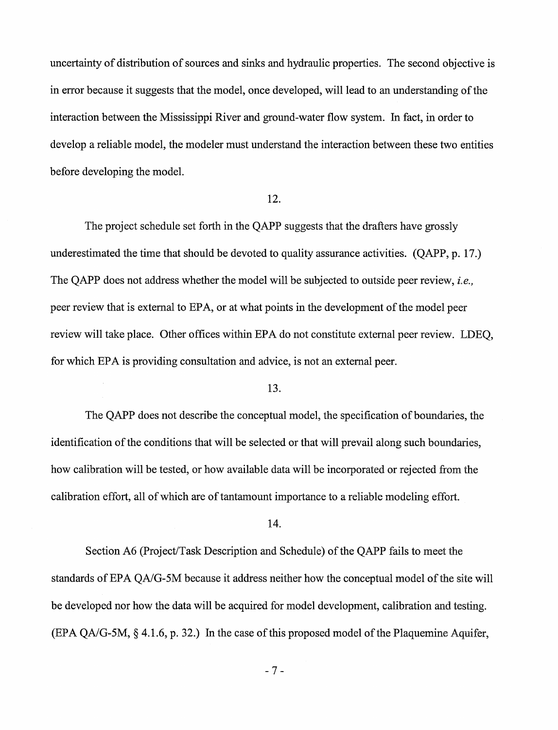uncertainty of distribution of sources and sinks and hydraulic properties. The second objective is in error because it suggests that the model, once developed, will lead to an understanding of the interaction between the Mississippi River and ground-water flow system. In fact, in order to develop a reliable model, the modeler must understand the interaction between these two entities before developing the model.

12.

The project schedule set forth in the QAPP suggests that the drafters have grossly underestimated the time that should be devoted to quality assurance activities. (QAPP, p. 17.) The QAPP does not address whether the model will be subjected to outside peer review, *i.e.,* peer review that is external to EPA, or at what points in the development of the model peer review will take place. Other offices within EPA do not constitute external peer review. LDEQ, for which EPA is providing consultation and advice, is not an external peer.

13.

The QAPP does not describe the conceptual model, the specification of boundaries, the identification of the conditions that will be selected or that will prevail along such boundaries, how calibration will be tested, or how available data will be incorporated or rejected from the calibration effort, all of which are of tantamount importance to a reliable modeling effort.

14.

Section A6 (Project/Task Description and Schedule) of the QAPP fails to meet the standards of EPA QA/G-5M because it address neither how the conceptual model of the site will be developed nor how the data will be acquired for model development, calibration and testing. (EPA QA/G-5M, § 4.1.6, p. 32.) In the case of this proposed model of the Plaquemine Aquifer,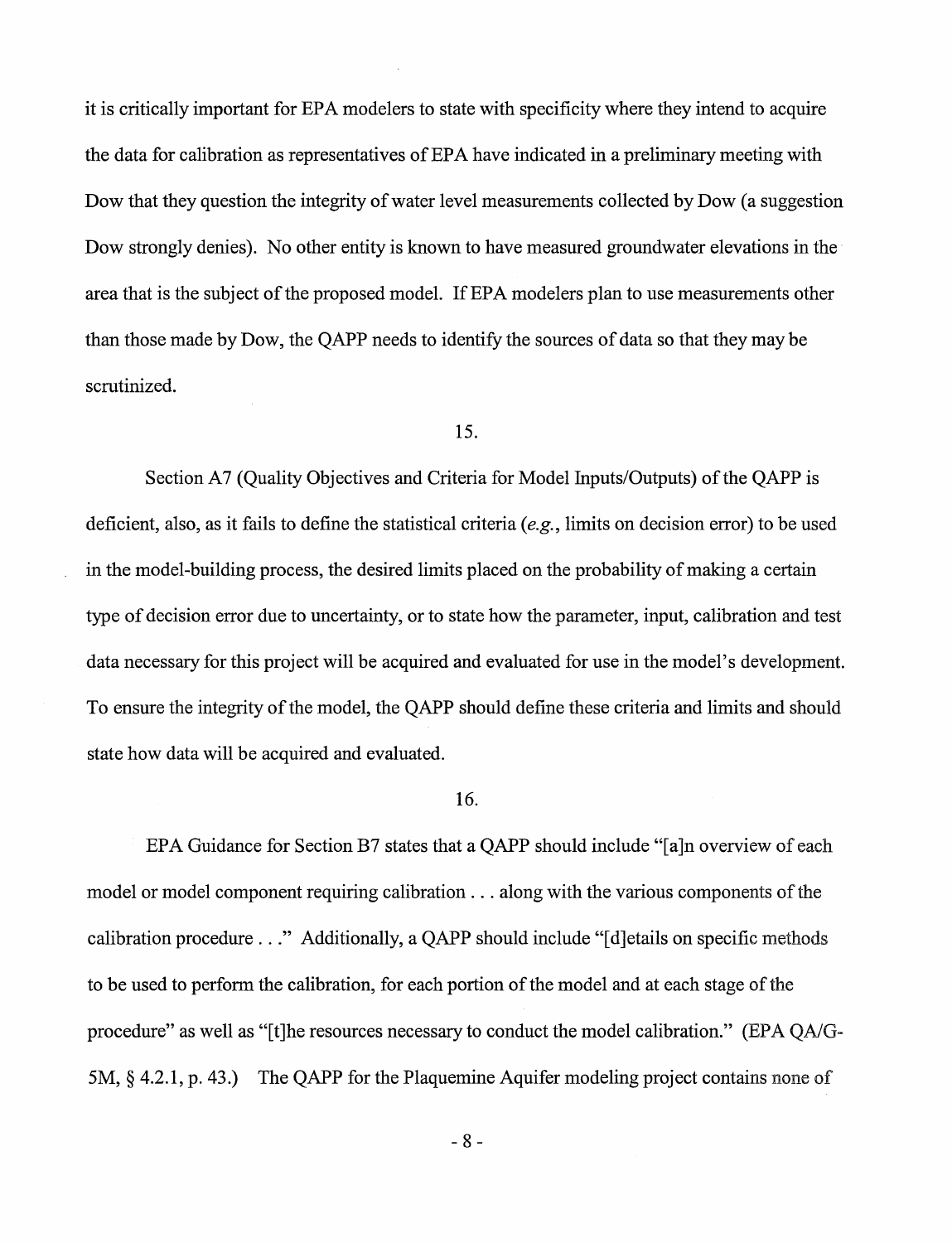it is critically important for EPA modelers to state with specificity where they intend to acquire the data for calibration as representatives of EPA have indicated in a preliminary meeting with Dow that they question the integrity of water level measurements collected by Dow (a suggestion Dow strongly denies). No other entity is known to have measured groundwater elevations in the area that is the subject of the proposed model. If EPA modelers plan to use measurements other than those made by Dow, the QAPP needs to identify the sources of data so that they may be scrutinized.

15.

Section A7 (Quality Objectives and Criteria for Model Inputs/Outputs) of the QAPP is deficient, also, as it fails to define the statistical criteria (*e.g.*, limits on decision error) to be used in the model-building process, the desired limits placed on the probability of making a certain type of decision error due to uncertainty, or to state how the parameter, input, calibration and test data necessary for this project will be acquired and evaluated for use in the model's development. To ensure the integrity of the model, the QAPP should define these criteria and limits and should state how data will be acquired and evaluated.

16.

EPA Guidance for Section B7 states that a QAPP should include "[a]n overview of each model or model component requiring calibration . . . along with the various components of the calibration procedure . . ." Additionally, a QAPP should include "[d]etails on specific methods to be used to perform the calibration, for each portion of the model and at each stage of the procedure" as well as "[t]he resources necessary to conduct the model calibration." (EPA QA/G-5M, § 4.2.1, p. 43.) The QAPP for the Plaquemine Aquifer modeling project contains none of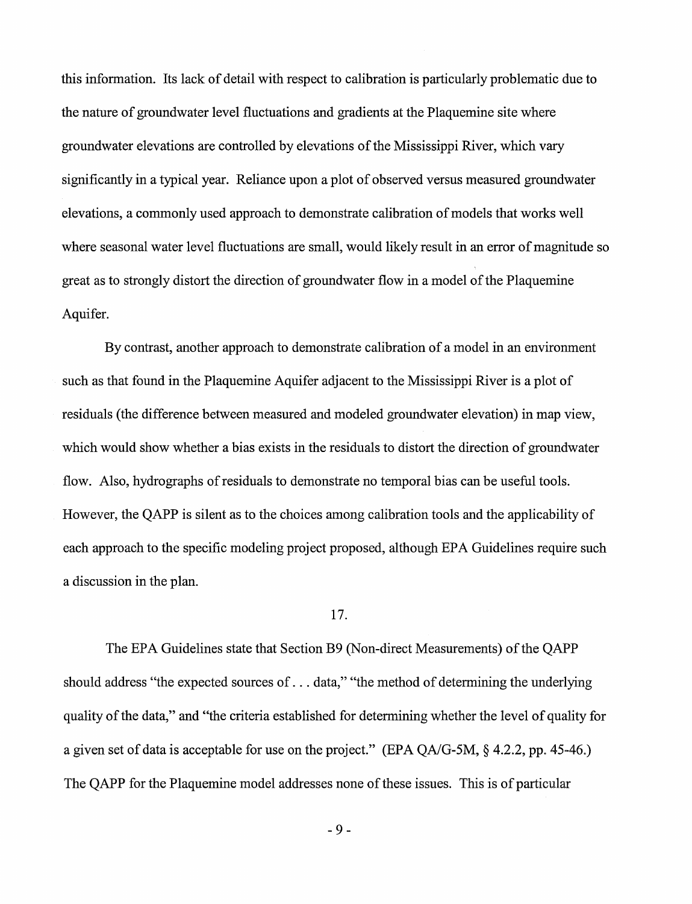this information. Its lack of detail with respect to calibration is particularly problematic due to the nature of groundwater level fluctuations and gradients at the Plaquemine site where groundwater elevations are controlled by elevations of the Mississippi River, which vary significantly in a typical year. Reliance upon a plot of observed versus measured groundwater elevations, a commonly used approach to demonstrate calibration of models that works well where seasonal water level fluctuations are small, would likely result in an error of magnitude so great as to strongly distort the direction of groundwater flow in a model of the Plaquemine Aquifer.

By contrast, another approach to demonstrate calibration of a model in an environment such as that found in the Plaquemine Aquifer adjacent to the Mississippi River is a plot of residuals (the difference between measured and modeled groundwater elevation) in map view, which would show whether a bias exists in the residuals to distort the direction of groundwater flow. Also, hydrographs of residuals to demonstrate no temporal bias can be useful tools. However, the QAPP is silent as to the choices among calibration tools and the applicability of each approach to the specific modeling project proposed, although EPA Guidelines require such a discussion in the plan.

17.

The EPA Guidelines state that Section B9 (Non-direct Measurements) of the QAPP should address "the expected sources of . . . data," "the method of determining the underlying quality of the data," and "the criteria established for determining whether the level of quality for a given set of data is acceptable for use on the project." (EPA QA/G-5M, § 4.2.2, pp. 45-46.) The QAPP for the Plaquemine model addresses none of these issues. This is of particular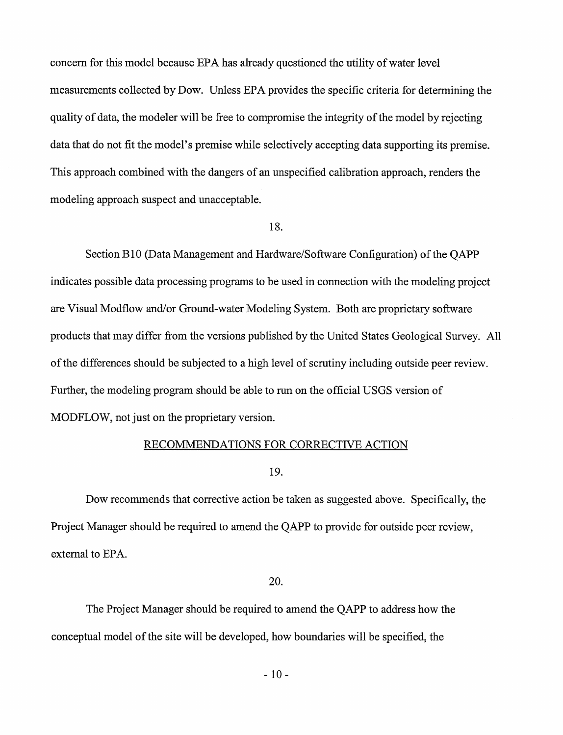concern for this model because EPA has already questioned the utility of water level measurements collected by Dow. Unless EPA provides the specific criteria for determining the quality of data, the modeler will be free to compromise the integrity of the model by rejecting data that do not fit the model's premise while selectively accepting data supporting its premise. This approach combined with the dangers of an unspecified calibration approach, renders the modeling approach suspect and unacceptable.

18.

Section B10 (Data Management and Hardware/Software Configuration) of the QAPP indicates possible data processing programs to be used in connection with the modeling project are Visual Modflow and/or Ground-water Modeling System. Both are proprietary software products that may differ from the versions published by the United States Geological Survey. All of the differences should be subjected to a high level of scrutiny including outside peer review. Further, the modeling program should be able to run on the official USGS version of MODFLOW, not just on the proprietary version.

## RECOMMENDATIONS FOR CORRECTIVE ACTION

19.

Dow recommends that corrective action be taken as suggested above. Specifically, the Project Manager should be required to amend the QAPP to provide for outside peer review, external to EPA.

20.

The Project Manager should be required to amend the QAPP to address how the conceptual model of the site will be developed, how boundaries will be specified, the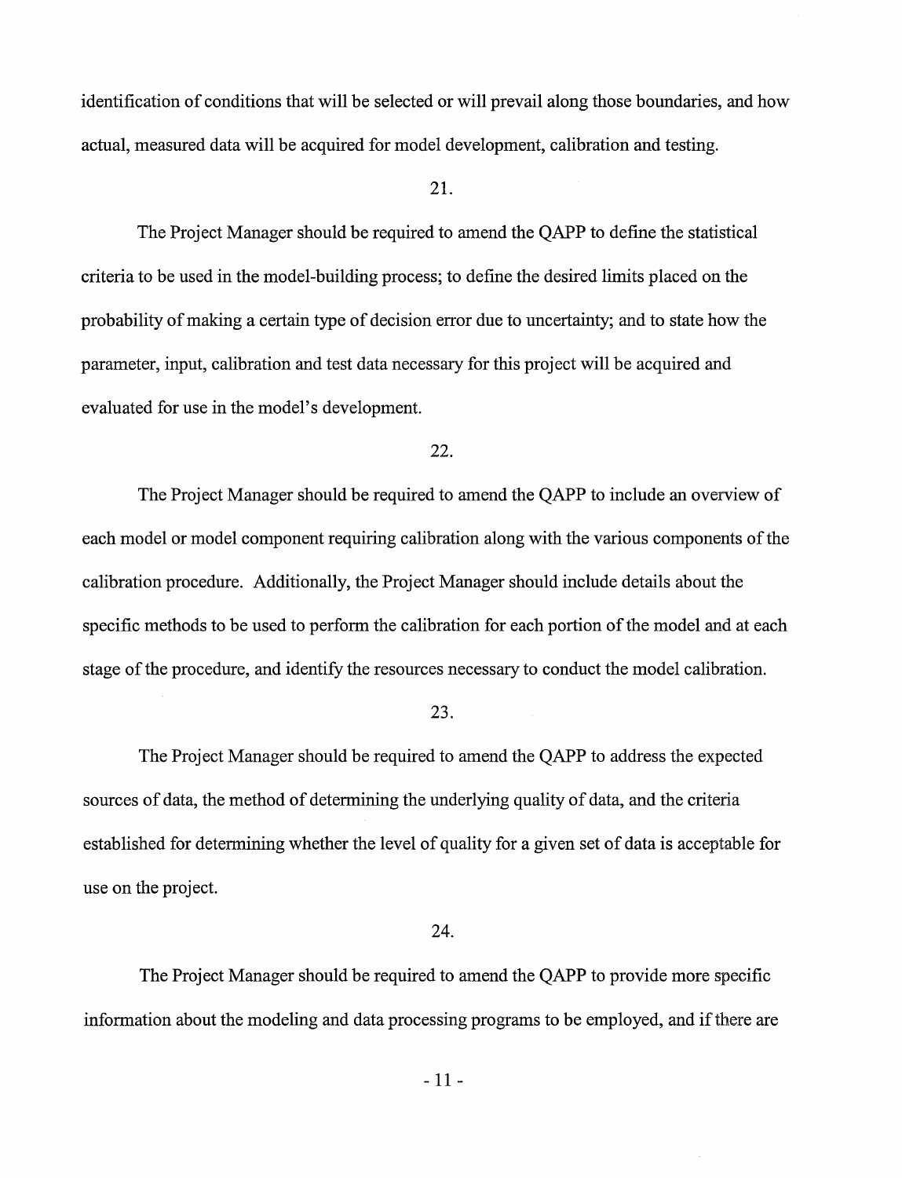identification of conditions that will be selected or will prevail along those boundaries, and how actual, measured data will be acquired for model development, calibration and testing.

21.

The Project Manager should be required to amend the QAPP to define the statistical criteria to be used in the model-building process; to define the desired limits placed on the probability of making a certain type of decision error due to uncertainty; and to state how the parameter, input, calibration and test data necessary for this project will be acquired and evaluated for use in the model's development.

22.

The Project Manager should be required to amend the QAPP to include an overview of each model or model component requiring calibration along with the various components of the calibration procedure. Additionally, the Project Manager should include details about the specific methods to be used to perform the calibration for each portion of the model and at each stage of the procedure, and identify the resources necessary to conduct the model calibration.

23.

The Project Manager should be required to amend the QAPP to address the expected sources of data, the method of determining the underlying quality of data, and the criteria established for determining whether the level of quality for a given set of data is acceptable for use on the project.

24.

The Project Manager should be required to amend the QAPP to provide more specific information about the modeling and data processing programs to be employed, and if there are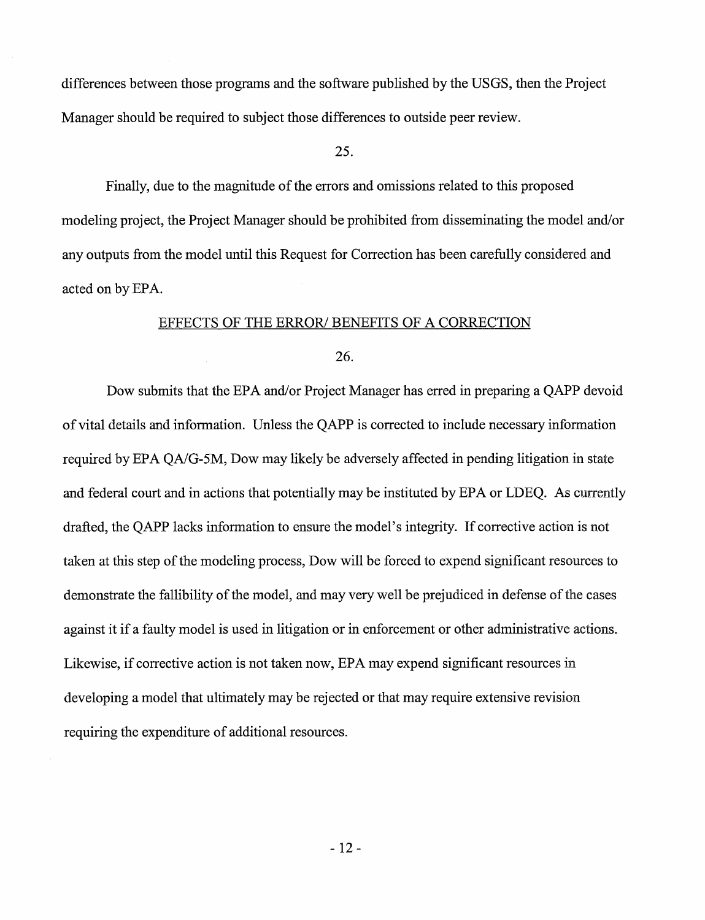differences between those programs and the software published by the USGS, then the Project Manager should be required to subject those differences to outside peer review.

25.

Finally, due to the magnitude of the errors and omissions related to this proposed modeling project, the Project Manager should be prohibited from disseminating the model and/or any outputs from the model until this Request for Correction has been carefully considered and acted on by EPA.

## EFFECTS OF THE ERROR/ BENEFITS OF A CORRECTION

26.

Dow submits that the EPA and/or Project Manager has erred in preparing a QAPP devoid of vital details and information. Unless the QAPP is corrected to include necessary information required by EPA QA/G-5M, Dow may likely be adversely affected in pending litigation in state and federal court and in actions that potentially may be instituted by EPA or LDEQ. As currently drafted, the QAPP lacks information to ensure the model's integrity. If corrective action is not taken at this step of the modeling process, Dow will be forced to expend significant resources to demonstrate the fallibility of the model, and may very well be prejudiced in defense of the cases against it if a faulty model is used in litigation or in enforcement or other administrative actions. Likewise, if corrective action is not taken now, EPA may expend significant resources in developing a model that ultimately may be rejected or that may require extensive revision requiring the expenditure of additional resources.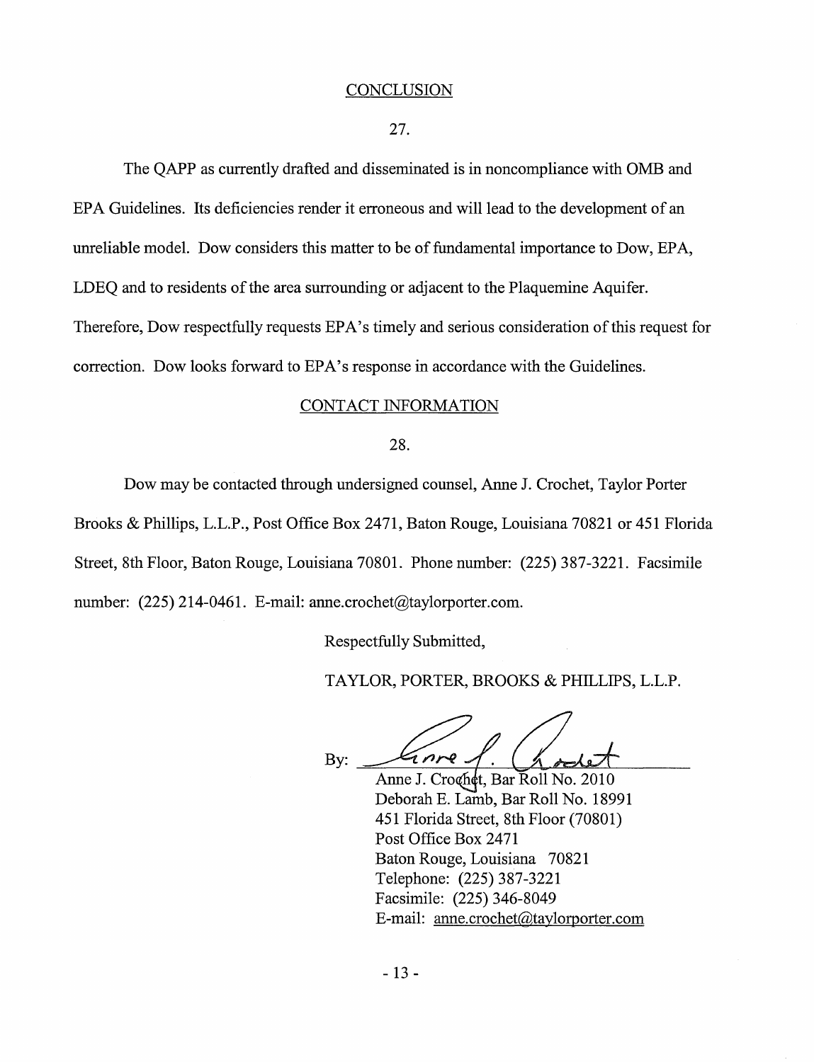## CONCLUSION

27.

The QAPP as currently drafted and disseminated is in noncompliance with OMB and EPA Guidelines. Its deficiencies render it erroneous and will lead to the development of an unreliable model. Dow considers this matter to be of fundamental importance to Dow, EPA, LDEQ and to residents of the area surrounding or adjacent to the Plaquemine Aquifer. Therefore, Dow respectfully requests EPA's timely and serious consideration of this request for correction. Dow looks forward to EPA's response in accordance with the Guidelines.

## CONTACT INFORMATION

28.

Dow may be contacted through undersigned counsel, Anne J. Crochet, Taylor Porter Brooks & Phillips, L.L.P., Post Office Box 2471, Baton Rouge, Louisiana 70821 or 451 Florida Street, 8th Floor, Baton Rouge, Louisiana 70801. Phone number: (225) 387-3221. Facsimile number: (225) 214-0461. E-mail: anne.crochet@taylorporter.com.

Respectfully Submitted,

TAYLOR, PORTER, BROOKS & PHILLIPS, L.L.P.

By: ______________________

Anne J. Crochet, Bar Roll No. 2010
Deborah E. Lamb, Bar Roll No. 18991
451 Florida Street, 8th Floor (70801)
Post Office Box 2471
Baton Rouge, Louisiana 70821
Telephone: (225) 387-3221
Facsimile: (225) 346-8049
E-mail: anne.crochet@taylorporter.com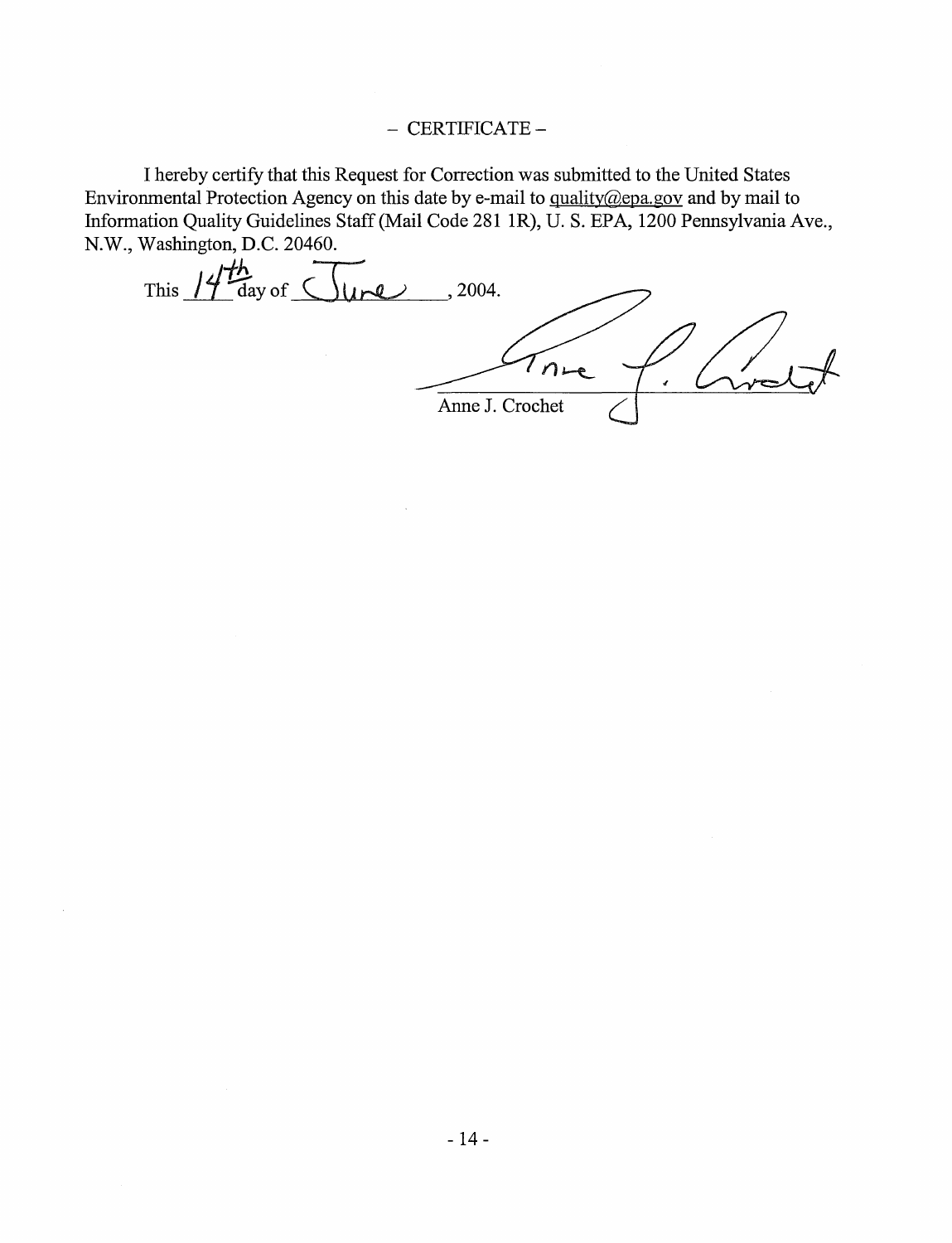– CERTIFICATE –

I hereby certify that this Request for Correction was submitted to the United States Environmental Protection Agency on this date by e-mail to quality@epa.gov and by mail to Information Quality Guidelines Staff (Mail Code 281 1R), U. S. EPA, 1200 Pennsylvania Ave., N.W., Washington, D.C. 20460.

This 14th day of June, 2004.

Anne J. Crochet